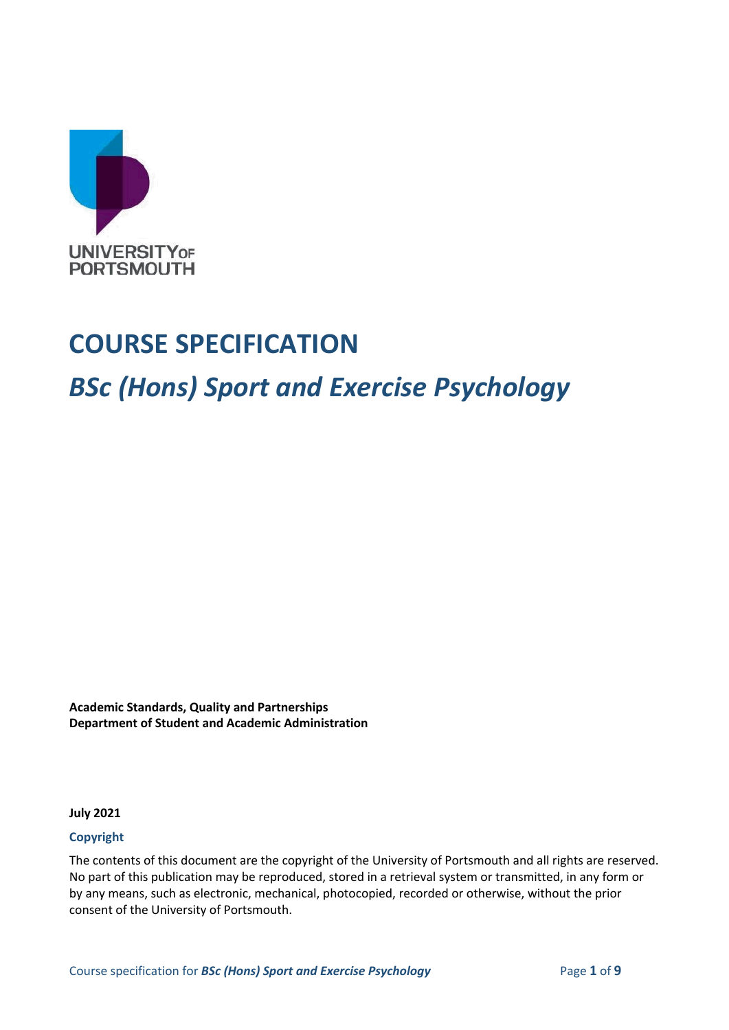UNIVERSITY OF PORTSMOUTH

# COURSE SPECIFICATION

## *BSc (Hons) Sport and Exercise Psychology*

**Academic Standards, Quality and Partnerships**
**Department of Student and Academic Administration**

**July 2021**

**Copyright**

The contents of this document are the copyright of the University of Portsmouth and all rights are reserved. No part of this publication may be reproduced, stored in a retrieval system or transmitted, in any form or by any means, such as electronic, mechanical, photocopied, recorded or otherwise, without the prior consent of the University of Portsmouth.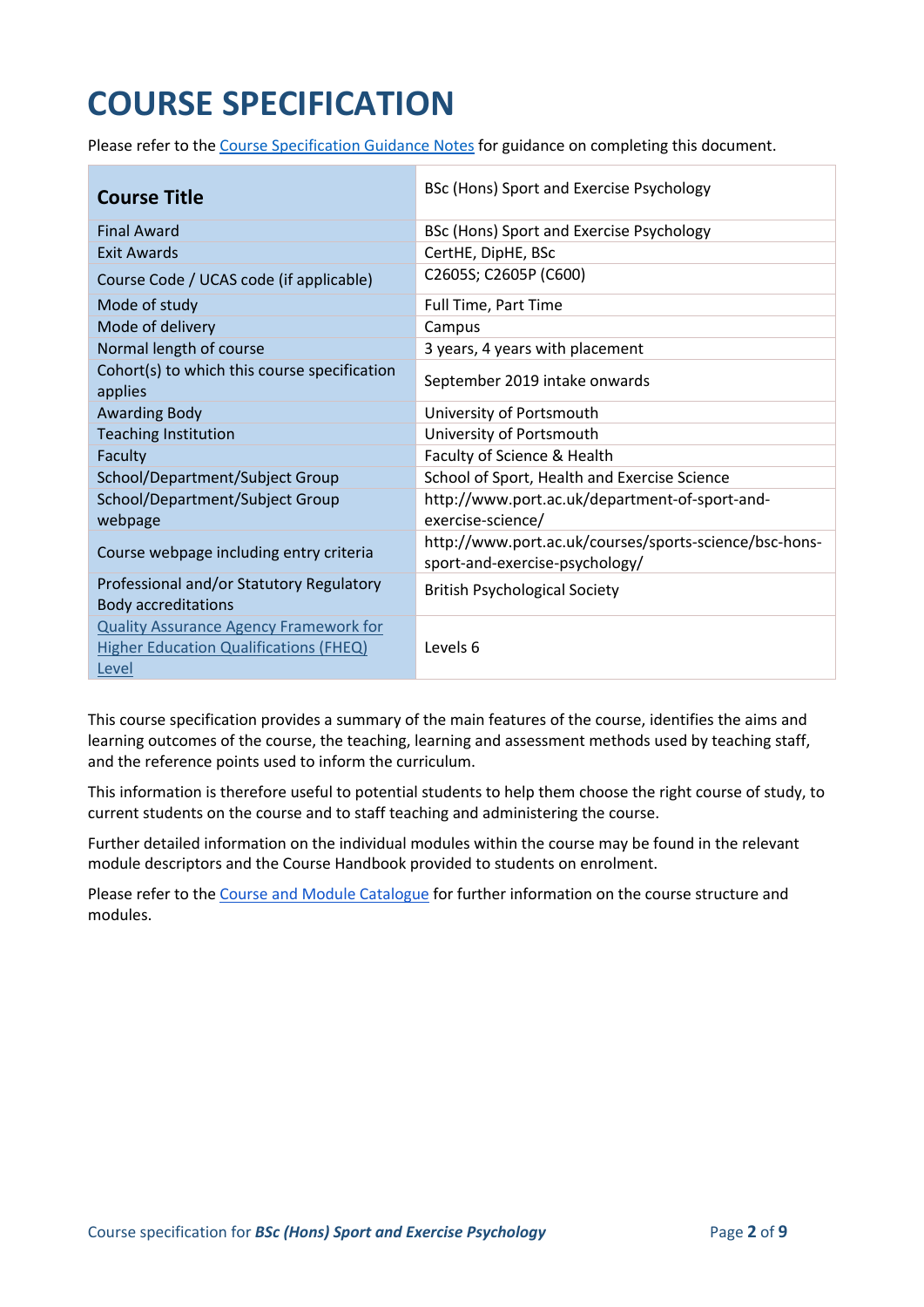# COURSE SPECIFICATION

Please refer to the [Course Specification Guidance Notes](Course Specification Guidance Notes) for guidance on completing this document.

| **Course Title** | BSc (Hons) Sport and Exercise Psychology |
|---|---|
| Final Award | BSc (Hons) Sport and Exercise Psychology |
| Exit Awards | CertHE, DipHE, BSc |
| Course Code / UCAS code (if applicable) | C2605S; C2605P (C600) |
| Mode of study | Full Time, Part Time |
| Mode of delivery | Campus |
| Normal length of course | 3 years, 4 years with placement |
| Cohort(s) to which this course specification applies | September 2019 intake onwards |
| Awarding Body | University of Portsmouth |
| Teaching Institution | University of Portsmouth |
| Faculty | Faculty of Science & Health |
| School/Department/Subject Group | School of Sport, Health and Exercise Science |
| School/Department/Subject Group webpage | http://www.port.ac.uk/department-of-sport-and-exercise-science/ |
| Course webpage including entry criteria | http://www.port.ac.uk/courses/sports-science/bsc-hons-sport-and-exercise-psychology/ |
| Professional and/or Statutory Regulatory Body accreditations | British Psychological Society |
| [Quality Assurance Agency Framework for Higher Education Qualifications (FHEQ) Level](Quality Assurance Agency Framework for Higher Education Qualifications (FHEQ) Level) | Levels 6 |

This course specification provides a summary of the main features of the course, identifies the aims and learning outcomes of the course, the teaching, learning and assessment methods used by teaching staff, and the reference points used to inform the curriculum.

This information is therefore useful to potential students to help them choose the right course of study, to current students on the course and to staff teaching and administering the course.

Further detailed information on the individual modules within the course may be found in the relevant module descriptors and the Course Handbook provided to students on enrolment.

Please refer to the [Course and Module Catalogue](Course and Module Catalogue) for further information on the course structure and modules.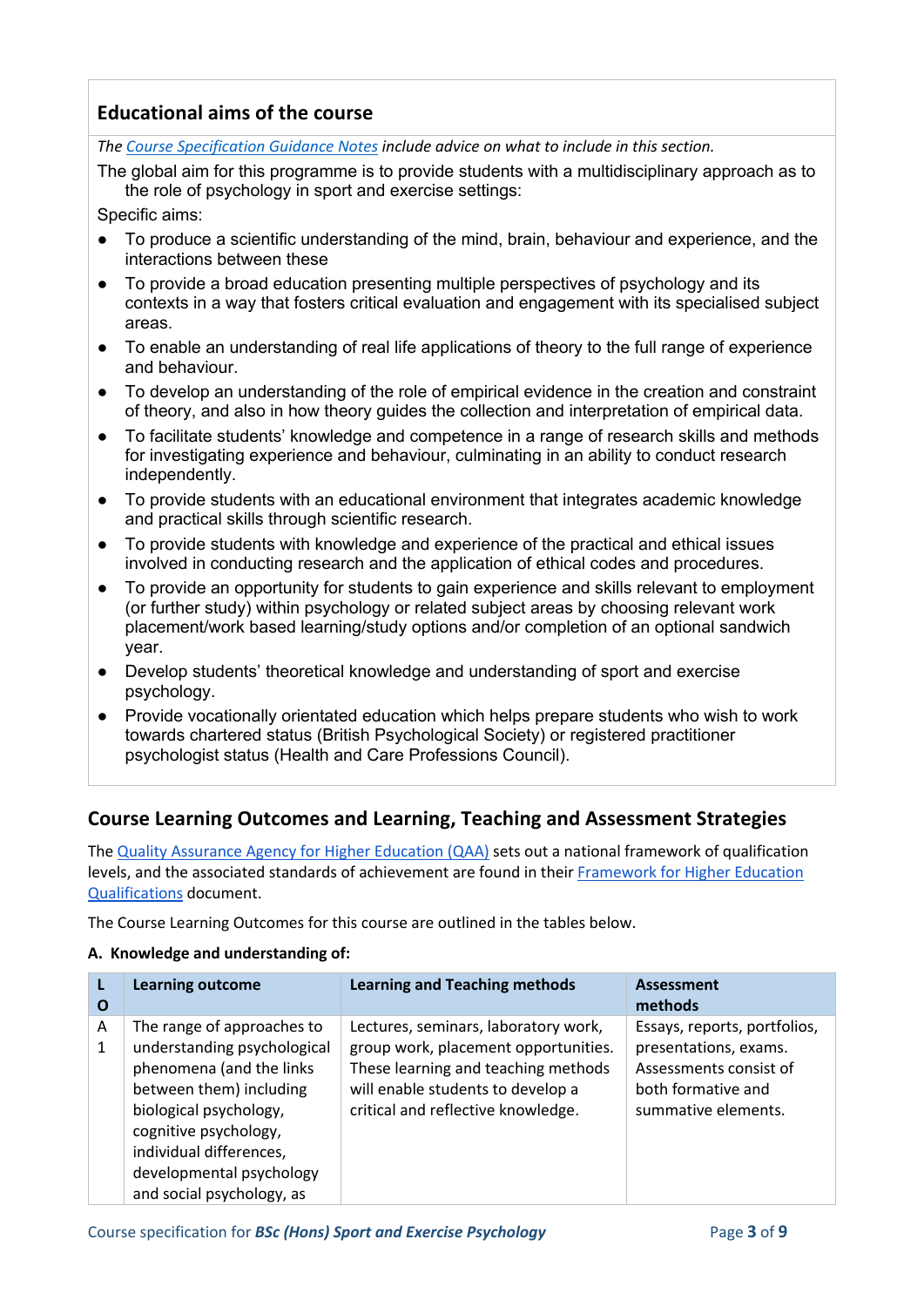## Educational aims of the course

*The [Course Specification Guidance Notes](#) include advice on what to include in this section.*

The global aim for this programme is to provide students with a multidisciplinary approach as to the role of psychology in sport and exercise settings:

Specific aims:

- To produce a scientific understanding of the mind, brain, behaviour and experience, and the interactions between these
- To provide a broad education presenting multiple perspectives of psychology and its contexts in a way that fosters critical evaluation and engagement with its specialised subject areas.
- To enable an understanding of real life applications of theory to the full range of experience and behaviour.
- To develop an understanding of the role of empirical evidence in the creation and constraint of theory, and also in how theory guides the collection and interpretation of empirical data.
- To facilitate students' knowledge and competence in a range of research skills and methods for investigating experience and behaviour, culminating in an ability to conduct research independently.
- To provide students with an educational environment that integrates academic knowledge and practical skills through scientific research.
- To provide students with knowledge and experience of the practical and ethical issues involved in conducting research and the application of ethical codes and procedures.
- To provide an opportunity for students to gain experience and skills relevant to employment (or further study) within psychology or related subject areas by choosing relevant work placement/work based learning/study options and/or completion of an optional sandwich year.
- Develop students' theoretical knowledge and understanding of sport and exercise psychology.
- Provide vocationally orientated education which helps prepare students who wish to work towards chartered status (British Psychological Society) or registered practitioner psychologist status (Health and Care Professions Council).

## Course Learning Outcomes and Learning, Teaching and Assessment Strategies

The [Quality Assurance Agency for Higher Education (QAA)](#) sets out a national framework of qualification levels, and the associated standards of achievement are found in their [Framework for Higher Education Qualifications](#) document.

The Course Learning Outcomes for this course are outlined in the tables below.

**A. Knowledge and understanding of:**

| LO | Learning outcome | Learning and Teaching methods | Assessment methods |
|---|---|---|---|
| A1 | The range of approaches to understanding psychological phenomena (and the links between them) including biological psychology, cognitive psychology, individual differences, developmental psychology and social psychology, as | Lectures, seminars, laboratory work, group work, placement opportunities. These learning and teaching methods will enable students to develop a critical and reflective knowledge. | Essays, reports, portfolios, presentations, exams. Assessments consist of both formative and summative elements. |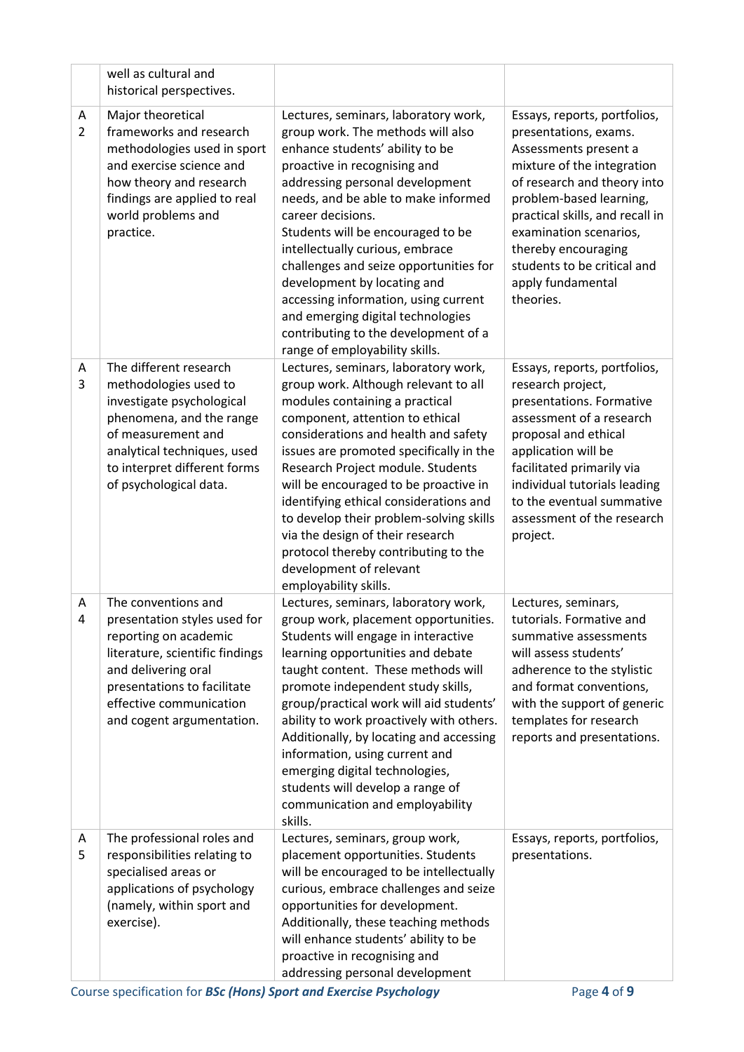| | | | |
|---|---|---|---|
| | well as cultural and historical perspectives. | | |
| A 2 | Major theoretical frameworks and research methodologies used in sport and exercise science and how theory and research findings are applied to real world problems and practice. | Lectures, seminars, laboratory work, group work. The methods will also enhance students' ability to be proactive in recognising and addressing personal development needs, and be able to make informed career decisions.<br>Students will be encouraged to be intellectually curious, embrace challenges and seize opportunities for development by locating and accessing information, using current and emerging digital technologies contributing to the development of a range of employability skills. | Essays, reports, portfolios, presentations, exams. Assessments present a mixture of the integration of research and theory into problem-based learning, practical skills, and recall in examination scenarios, thereby encouraging students to be critical and apply fundamental theories. |
| A 3 | The different research methodologies used to investigate psychological phenomena, and the range of measurement and analytical techniques, used to interpret different forms of psychological data. | Lectures, seminars, laboratory work, group work. Although relevant to all modules containing a practical component, attention to ethical considerations and health and safety issues are promoted specifically in the Research Project module. Students will be encouraged to be proactive in identifying ethical considerations and to develop their problem-solving skills via the design of their research protocol thereby contributing to the development of relevant employability skills. | Essays, reports, portfolios, research project, presentations. Formative assessment of a research proposal and ethical application will be facilitated primarily via individual tutorials leading to the eventual summative assessment of the research project. |
| A 4 | The conventions and presentation styles used for reporting on academic literature, scientific findings and delivering oral presentations to facilitate effective communication and cogent argumentation. | Lectures, seminars, laboratory work, group work, placement opportunities. Students will engage in interactive learning opportunities and debate taught content. These methods will promote independent study skills, group/practical work will aid students' ability to work proactively with others. Additionally, by locating and accessing information, using current and emerging digital technologies, students will develop a range of communication and employability skills. | Lectures, seminars, tutorials. Formative and summative assessments will assess students' adherence to the stylistic and format conventions, with the support of generic templates for research reports and presentations. |
| A 5 | The professional roles and responsibilities relating to specialised areas or applications of psychology (namely, within sport and exercise). | Lectures, seminars, group work, placement opportunities. Students will be encouraged to be intellectually curious, embrace challenges and seize opportunities for development. Additionally, these teaching methods will enhance students' ability to be proactive in recognising and addressing personal development | Essays, reports, portfolios, presentations. |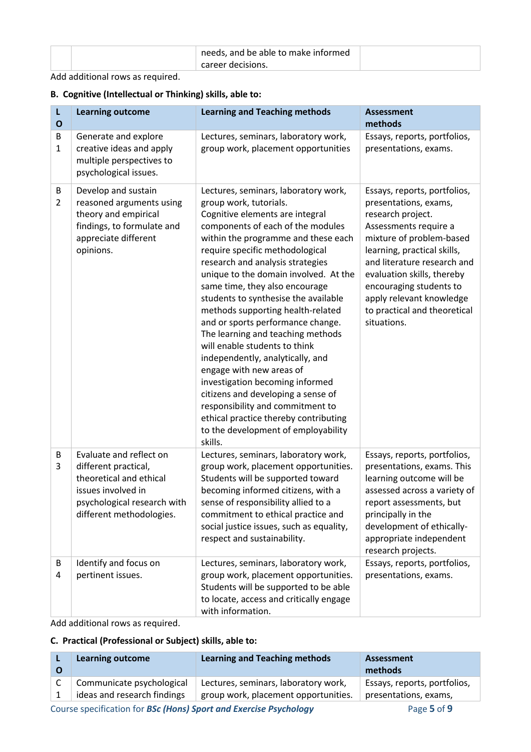| | | needs, and be able to make informed career decisions. | |
|---|---|---|---|

Add additional rows as required.

**B. Cognitive (Intellectual or Thinking) skills, able to:**

| LO | Learning outcome | Learning and Teaching methods | Assessment methods |
|---|---|---|---|
| B1 | Generate and explore creative ideas and apply multiple perspectives to psychological issues. | Lectures, seminars, laboratory work, group work, placement opportunities | Essays, reports, portfolios, presentations, exams. |
| B2 | Develop and sustain reasoned arguments using theory and empirical findings, to formulate and appreciate different opinions. | Lectures, seminars, laboratory work, group work, tutorials. Cognitive elements are integral components of each of the modules within the programme and these each require specific methodological research and analysis strategies unique to the domain involved. At the same time, they also encourage students to synthesise the available methods supporting health-related and or sports performance change. The learning and teaching methods will enable students to think independently, analytically, and engage with new areas of investigation becoming informed citizens and developing a sense of responsibility and commitment to ethical practice thereby contributing to the development of employability skills. | Essays, reports, portfolios, presentations, exams, research project. Assessments require a mixture of problem-based learning, practical skills, and literature research and evaluation skills, thereby encouraging students to apply relevant knowledge to practical and theoretical situations. |
| B3 | Evaluate and reflect on different practical, theoretical and ethical issues involved in psychological research with different methodologies. | Lectures, seminars, laboratory work, group work, placement opportunities. Students will be supported toward becoming informed citizens, with a sense of responsibility allied to a commitment to ethical practice and social justice issues, such as equality, respect and sustainability. | Essays, reports, portfolios, presentations, exams. This learning outcome will be assessed across a variety of report assessments, but principally in the development of ethically-appropriate independent research projects. |
| B4 | Identify and focus on pertinent issues. | Lectures, seminars, laboratory work, group work, placement opportunities. Students will be supported to be able to locate, access and critically engage with information. | Essays, reports, portfolios, presentations, exams. |

Add additional rows as required.

**C. Practical (Professional or Subject) skills, able to:**

| LO | Learning outcome | Learning and Teaching methods | Assessment methods |
|---|---|---|---|
| C1 | Communicate psychological ideas and research findings | Lectures, seminars, laboratory work, group work, placement opportunities. | Essays, reports, portfolios, presentations, exams, |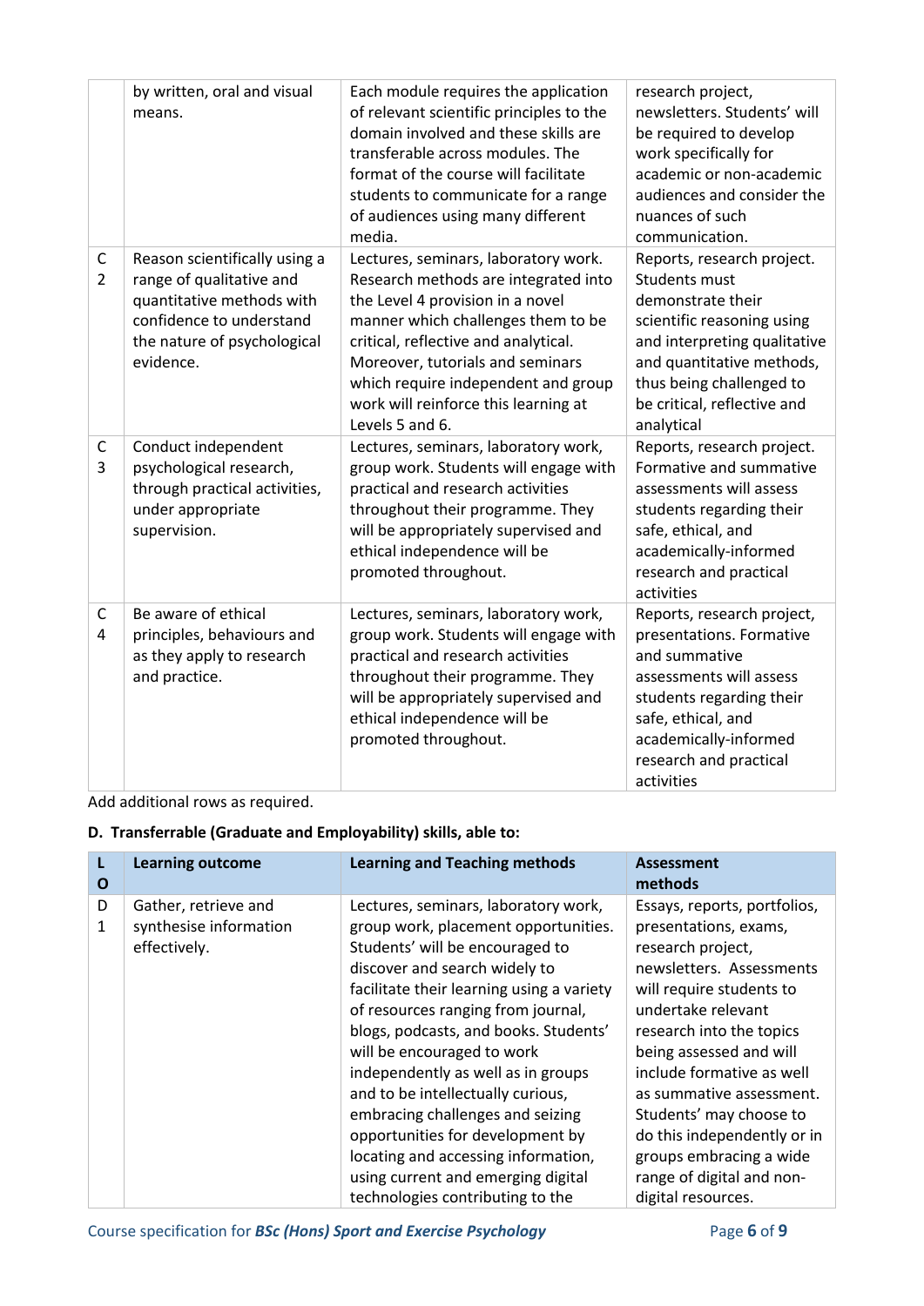| | | | |
|---|---|---|---|
| | by written, oral and visual means. | Each module requires the application of relevant scientific principles to the domain involved and these skills are transferable across modules. The format of the course will facilitate students to communicate for a range of audiences using many different media. | research project, newsletters. Students' will be required to develop work specifically for academic or non-academic audiences and consider the nuances of such communication. |
| C 2 | Reason scientifically using a range of qualitative and quantitative methods with confidence to understand the nature of psychological evidence. | Lectures, seminars, laboratory work. Research methods are integrated into the Level 4 provision in a novel manner which challenges them to be critical, reflective and analytical. Moreover, tutorials and seminars which require independent and group work will reinforce this learning at Levels 5 and 6. | Reports, research project. Students must demonstrate their scientific reasoning using and interpreting qualitative and quantitative methods, thus being challenged to be critical, reflective and analytical |
| C 3 | Conduct independent psychological research, through practical activities, under appropriate supervision. | Lectures, seminars, laboratory work, group work. Students will engage with practical and research activities throughout their programme. They will be appropriately supervised and ethical independence will be promoted throughout. | Reports, research project. Formative and summative assessments will assess students regarding their safe, ethical, and academically-informed research and practical activities |
| C 4 | Be aware of ethical principles, behaviours and as they apply to research and practice. | Lectures, seminars, laboratory work, group work. Students will engage with practical and research activities throughout their programme. They will be appropriately supervised and ethical independence will be promoted throughout. | Reports, research project, presentations. Formative and summative assessments will assess students regarding their safe, ethical, and academically-informed research and practical activities |

Add additional rows as required.

**D. Transferrable (Graduate and Employability) skills, able to:**

| LO | Learning outcome | Learning and Teaching methods | Assessment methods |
|---|---|---|---|
| D 1 | Gather, retrieve and synthesise information effectively. | Lectures, seminars, laboratory work, group work, placement opportunities. Students' will be encouraged to discover and search widely to facilitate their learning using a variety of resources ranging from journal, blogs, podcasts, and books. Students' will be encouraged to work independently as well as in groups and to be intellectually curious, embracing challenges and seizing opportunities for development by locating and accessing information, using current and emerging digital technologies contributing to the | Essays, reports, portfolios, presentations, exams, research project, newsletters. Assessments will require students to undertake relevant research into the topics being assessed and will include formative as well as summative assessment. Students' may choose to do this independently or in groups embracing a wide range of digital and non-digital resources. |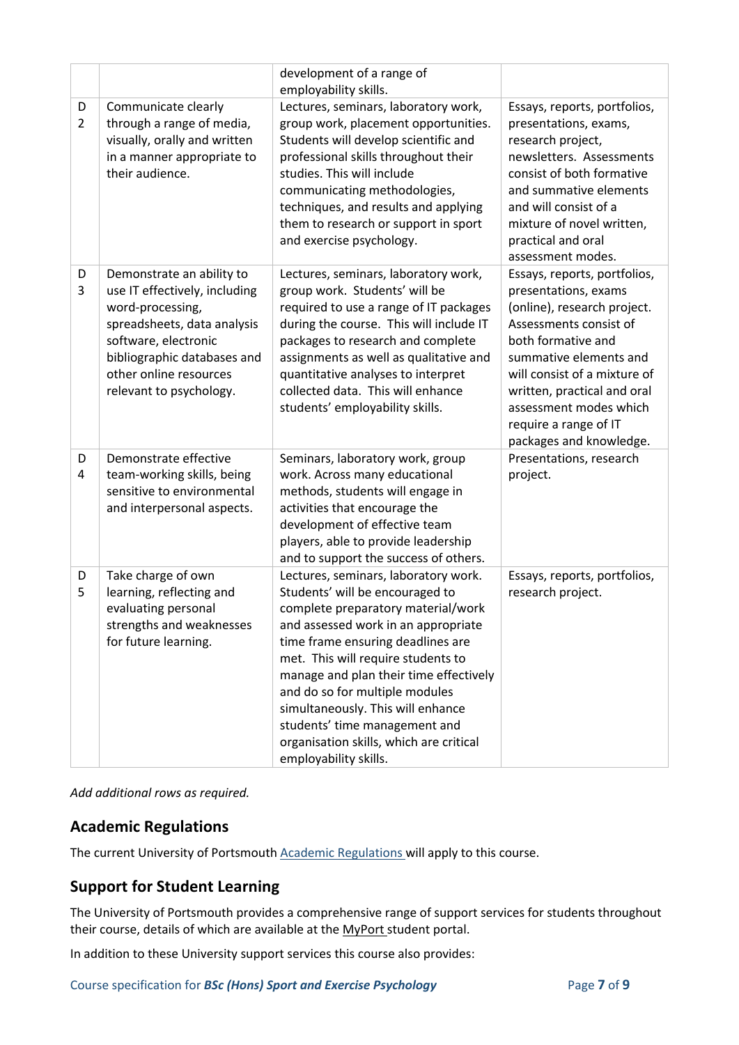| | | | |
|---|---|---|---|
| | | development of a range of employability skills. | |
| D2 | Communicate clearly through a range of media, visually, orally and written in a manner appropriate to their audience. | Lectures, seminars, laboratory work, group work, placement opportunities. Students will develop scientific and professional skills throughout their studies. This will include communicating methodologies, techniques, and results and applying them to research or support in sport and exercise psychology. | Essays, reports, portfolios, presentations, exams, research project, newsletters. Assessments consist of both formative and summative elements and will consist of a mixture of novel written, practical and oral assessment modes. |
| D3 | Demonstrate an ability to use IT effectively, including word-processing, spreadsheets, data analysis software, electronic bibliographic databases and other online resources relevant to psychology. | Lectures, seminars, laboratory work, group work. Students' will be required to use a range of IT packages during the course. This will include IT packages to research and complete assignments as well as qualitative and quantitative analyses to interpret collected data. This will enhance students' employability skills. | Essays, reports, portfolios, presentations, exams (online), research project. Assessments consist of both formative and summative elements and will consist of a mixture of written, practical and oral assessment modes which require a range of IT packages and knowledge. |
| D4 | Demonstrate effective team-working skills, being sensitive to environmental and interpersonal aspects. | Seminars, laboratory work, group work. Across many educational methods, students will engage in activities that encourage the development of effective team players, able to provide leadership and to support the success of others. | Presentations, research project. |
| D5 | Take charge of own learning, reflecting and evaluating personal strengths and weaknesses for future learning. | Lectures, seminars, laboratory work. Students' will be encouraged to complete preparatory material/work and assessed work in an appropriate time frame ensuring deadlines are met. This will require students to manage and plan their time effectively and do so for multiple modules simultaneously. This will enhance students' time management and organisation skills, which are critical employability skills. | Essays, reports, portfolios, research project. |

*Add additional rows as required.*

## Academic Regulations

The current University of Portsmouth Academic Regulations will apply to this course.

## Support for Student Learning

The University of Portsmouth provides a comprehensive range of support services for students throughout their course, details of which are available at the MyPort student portal.

In addition to these University support services this course also provides: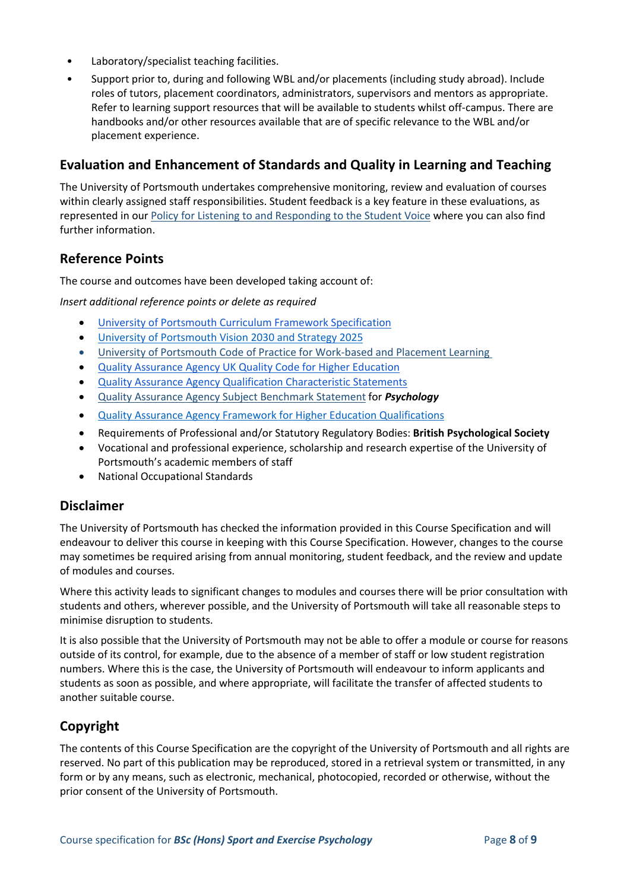- Laboratory/specialist teaching facilities.
- Support prior to, during and following WBL and/or placements (including study abroad). Include roles of tutors, placement coordinators, administrators, supervisors and mentors as appropriate. Refer to learning support resources that will be available to students whilst off-campus. There are handbooks and/or other resources available that are of specific relevance to the WBL and/or placement experience.

## Evaluation and Enhancement of Standards and Quality in Learning and Teaching

The University of Portsmouth undertakes comprehensive monitoring, review and evaluation of courses within clearly assigned staff responsibilities. Student feedback is a key feature in these evaluations, as represented in our Policy for Listening to and Responding to the Student Voice where you can also find further information.

## Reference Points

The course and outcomes have been developed taking account of:

*Insert additional reference points or delete as required*

- University of Portsmouth Curriculum Framework Specification
- University of Portsmouth Vision 2030 and Strategy 2025
- University of Portsmouth Code of Practice for Work-based and Placement Learning
- Quality Assurance Agency UK Quality Code for Higher Education
- Quality Assurance Agency Qualification Characteristic Statements
- Quality Assurance Agency Subject Benchmark Statement for ***Psychology***
- Quality Assurance Agency Framework for Higher Education Qualifications
- Requirements of Professional and/or Statutory Regulatory Bodies: **British Psychological Society**
- Vocational and professional experience, scholarship and research expertise of the University of Portsmouth's academic members of staff
- National Occupational Standards

## Disclaimer

The University of Portsmouth has checked the information provided in this Course Specification and will endeavour to deliver this course in keeping with this Course Specification. However, changes to the course may sometimes be required arising from annual monitoring, student feedback, and the review and update of modules and courses.

Where this activity leads to significant changes to modules and courses there will be prior consultation with students and others, wherever possible, and the University of Portsmouth will take all reasonable steps to minimise disruption to students.

It is also possible that the University of Portsmouth may not be able to offer a module or course for reasons outside of its control, for example, due to the absence of a member of staff or low student registration numbers. Where this is the case, the University of Portsmouth will endeavour to inform applicants and students as soon as possible, and where appropriate, will facilitate the transfer of affected students to another suitable course.

## Copyright

The contents of this Course Specification are the copyright of the University of Portsmouth and all rights are reserved. No part of this publication may be reproduced, stored in a retrieval system or transmitted, in any form or by any means, such as electronic, mechanical, photocopied, recorded or otherwise, without the prior consent of the University of Portsmouth.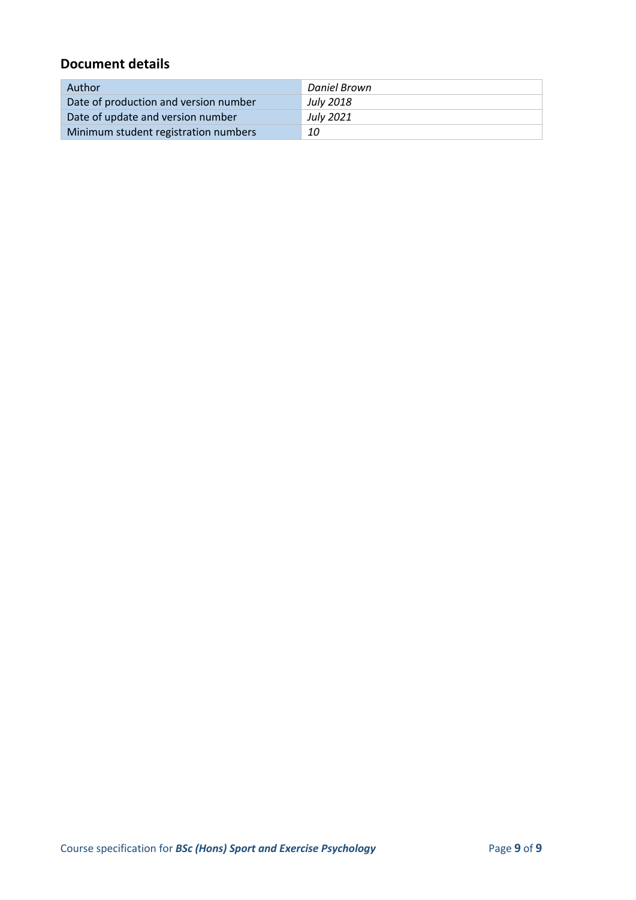## Document details

| | |
|---|---|
| Author | *Daniel Brown* |
| Date of production and version number | *July 2018* |
| Date of update and version number | *July 2021* |
| Minimum student registration numbers | *10* |